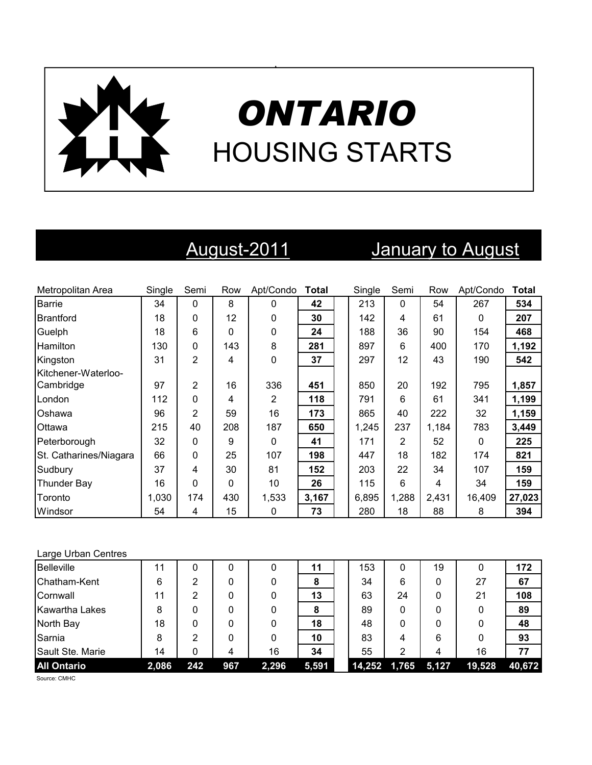# ONTARIO
## HOUSING STARTS

| Metropolitan Area | August-2011 Single | Semi | Row | Apt/Condo | Total | January to August Single | Semi | Row | Apt/Condo | Total |
|---|---|---|---|---|---|---|---|---|---|---|
| Barrie | 34 | 0 | 8 | 0 | **42** | 213 | 0 | 54 | 267 | **534** |
| Brantford | 18 | 0 | 12 | 0 | **30** | 142 | 4 | 61 | 0 | **207** |
| Guelph | 18 | 6 | 0 | 0 | **24** | 188 | 36 | 90 | 154 | **468** |
| Hamilton | 130 | 0 | 143 | 8 | **281** | 897 | 6 | 400 | 170 | **1,192** |
| Kingston | 31 | 2 | 4 | 0 | **37** | 297 | 12 | 43 | 190 | **542** |
| Kitchener-Waterloo-Cambridge | 97 | 2 | 16 | 336 | **451** | 850 | 20 | 192 | 795 | **1,857** |
| London | 112 | 0 | 4 | 2 | **118** | 791 | 6 | 61 | 341 | **1,199** |
| Oshawa | 96 | 2 | 59 | 16 | **173** | 865 | 40 | 222 | 32 | **1,159** |
| Ottawa | 215 | 40 | 208 | 187 | **650** | 1,245 | 237 | 1,184 | 783 | **3,449** |
| Peterborough | 32 | 0 | 9 | 0 | **41** | 171 | 2 | 52 | 0 | **225** |
| St. Catharines/Niagara | 66 | 0 | 25 | 107 | **198** | 447 | 18 | 182 | 174 | **821** |
| Sudbury | 37 | 4 | 30 | 81 | **152** | 203 | 22 | 34 | 107 | **159** |
| Thunder Bay | 16 | 0 | 0 | 10 | **26** | 115 | 6 | 4 | 34 | **159** |
| Toronto | 1,030 | 174 | 430 | 1,533 | **3,167** | 6,895 | 1,288 | 2,431 | 16,409 | **27,023** |
| Windsor | 54 | 4 | 15 | 0 | **73** | 280 | 18 | 88 | 8 | **394** |
| **Large Urban Centres** | | | | | | | | | | |
| Belleville | 11 | 0 | 0 | 0 | **11** | 153 | 0 | 19 | 0 | **172** |
| Chatham-Kent | 6 | 2 | 0 | 0 | **8** | 34 | 6 | 0 | 27 | **67** |
| Cornwall | 11 | 2 | 0 | 0 | **13** | 63 | 24 | 0 | 21 | **108** |
| Kawartha Lakes | 8 | 0 | 0 | 0 | **8** | 89 | 0 | 0 | 0 | **89** |
| North Bay | 18 | 0 | 0 | 0 | **18** | 48 | 0 | 0 | 0 | **48** |
| Sarnia | 8 | 2 | 0 | 0 | **10** | 83 | 4 | 6 | 0 | **93** |
| Sault Ste. Marie | 14 | 0 | 4 | 16 | **34** | 55 | 2 | 4 | 16 | **77** |
| **All Ontario** | **2,086** | **242** | **967** | **2,296** | **5,591** | **14,252** | **1,765** | **5,127** | **19,528** | **40,672** |

Source: CMHC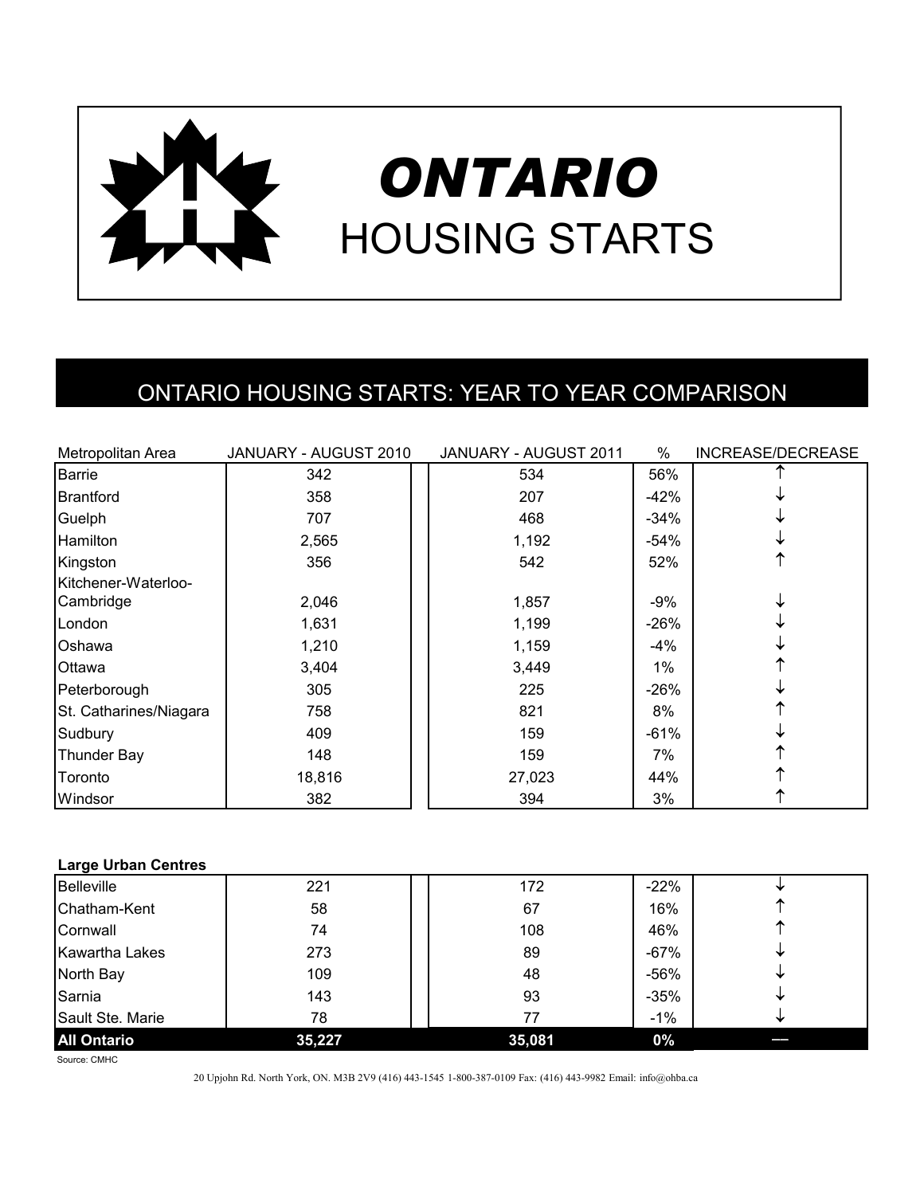# *ONTARIO* HOUSING STARTS

## ONTARIO HOUSING STARTS: YEAR TO YEAR COMPARISON

| Metropolitan Area | JANUARY - AUGUST 2010 | JANUARY - AUGUST 2011 | % | INCREASE/DECREASE |
|---|---|---|---|---|
| Barrie | 342 | 534 | 56% | ↑ |
| Brantford | 358 | 207 | -42% | ↓ |
| Guelph | 707 | 468 | -34% | ↓ |
| Hamilton | 2,565 | 1,192 | -54% | ↓ |
| Kingston | 356 | 542 | 52% | ↑ |
| Kitchener-Waterloo-Cambridge | 2,046 | 1,857 | -9% | ↓ |
| London | 1,631 | 1,199 | -26% | ↓ |
| Oshawa | 1,210 | 1,159 | -4% | ↓ |
| Ottawa | 3,404 | 3,449 | 1% | ↑ |
| Peterborough | 305 | 225 | -26% | ↓ |
| St. Catharines/Niagara | 758 | 821 | 8% | ↑ |
| Sudbury | 409 | 159 | -61% | ↓ |
| Thunder Bay | 148 | 159 | 7% | ↑ |
| Toronto | 18,816 | 27,023 | 44% | ↑ |
| Windsor | 382 | 394 | 3% | ↑ |
| **Large Urban Centres** | | | | |
| Belleville | 221 | 172 | -22% | ↓ |
| Chatham-Kent | 58 | 67 | 16% | ↑ |
| Cornwall | 74 | 108 | 46% | ↑ |
| Kawartha Lakes | 273 | 89 | -67% | ↓ |
| North Bay | 109 | 48 | -56% | ↓ |
| Sarnia | 143 | 93 | -35% | ↓ |
| Sault Ste. Marie | 78 | 77 | -1% | ↓ |
| **All Ontario** | **35,227** | **35,081** | **0%** | — |

Source: CMHC

20 Upjohn Rd. North York, ON. M3B 2V9 (416) 443-1545 1-800-387-0109 Fax: (416) 443-9982 Email: info@ohba.ca